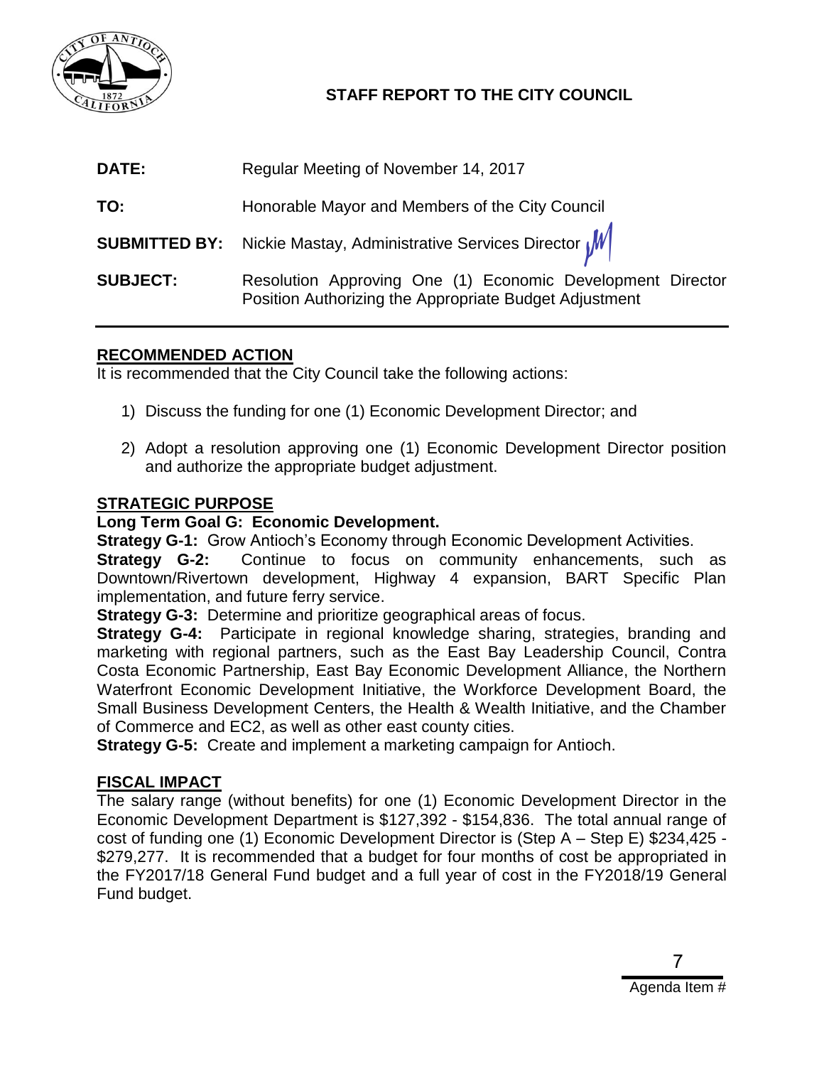## STAFF REPORT TO THE CITY COUNCIL

**DATE:** Regular Meeting of November 14, 2017

**TO:** Honorable Mayor and Members of the City Council

**SUBMITTED BY:** Nickie Mastay, Administrative Services Director

**SUBJECT:** Resolution Approving One (1) Economic Development Director Position Authorizing the Appropriate Budget Adjustment

---

### RECOMMENDED ACTION

It is recommended that the City Council take the following actions:

1) Discuss the funding for one (1) Economic Development Director; and

2) Adopt a resolution approving one (1) Economic Development Director position and authorize the appropriate budget adjustment.

### STRATEGIC PURPOSE

**Long Term Goal G: Economic Development.**

**Strategy G-1:** Grow Antioch's Economy through Economic Development Activities.

**Strategy G-2:** Continue to focus on community enhancements, such as Downtown/Rivertown development, Highway 4 expansion, BART Specific Plan implementation, and future ferry service.

**Strategy G-3:** Determine and prioritize geographical areas of focus.

**Strategy G-4:** Participate in regional knowledge sharing, strategies, branding and marketing with regional partners, such as the East Bay Leadership Council, Contra Costa Economic Partnership, East Bay Economic Development Alliance, the Northern Waterfront Economic Development Initiative, the Workforce Development Board, the Small Business Development Centers, the Health & Wealth Initiative, and the Chamber of Commerce and EC2, as well as other east county cities.

**Strategy G-5:** Create and implement a marketing campaign for Antioch.

### FISCAL IMPACT

The salary range (without benefits) for one (1) Economic Development Director in the Economic Development Department is $127,392 - $154,836. The total annual range of cost of funding one (1) Economic Development Director is (Step A – Step E) $234,425 - $279,277. It is recommended that a budget for four months of cost be appropriated in the FY2017/18 General Fund budget and a full year of cost in the FY2018/19 General Fund budget.

7

Agenda Item #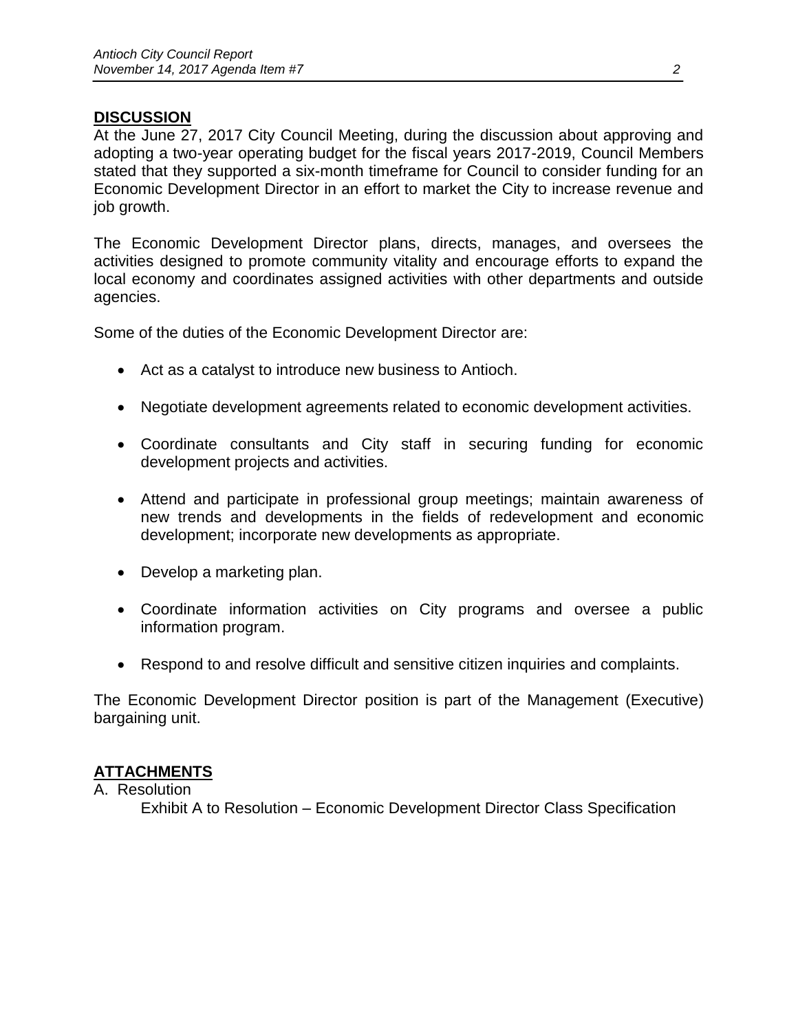## DISCUSSION

At the June 27, 2017 City Council Meeting, during the discussion about approving and adopting a two-year operating budget for the fiscal years 2017-2019, Council Members stated that they supported a six-month timeframe for Council to consider funding for an Economic Development Director in an effort to market the City to increase revenue and job growth.

The Economic Development Director plans, directs, manages, and oversees the activities designed to promote community vitality and encourage efforts to expand the local economy and coordinates assigned activities with other departments and outside agencies.

Some of the duties of the Economic Development Director are:

- Act as a catalyst to introduce new business to Antioch.
- Negotiate development agreements related to economic development activities.
- Coordinate consultants and City staff in securing funding for economic development projects and activities.
- Attend and participate in professional group meetings; maintain awareness of new trends and developments in the fields of redevelopment and economic development; incorporate new developments as appropriate.
- Develop a marketing plan.
- Coordinate information activities on City programs and oversee a public information program.
- Respond to and resolve difficult and sensitive citizen inquiries and complaints.

The Economic Development Director position is part of the Management (Executive) bargaining unit.

## ATTACHMENTS

A. Resolution
   Exhibit A to Resolution – Economic Development Director Class Specification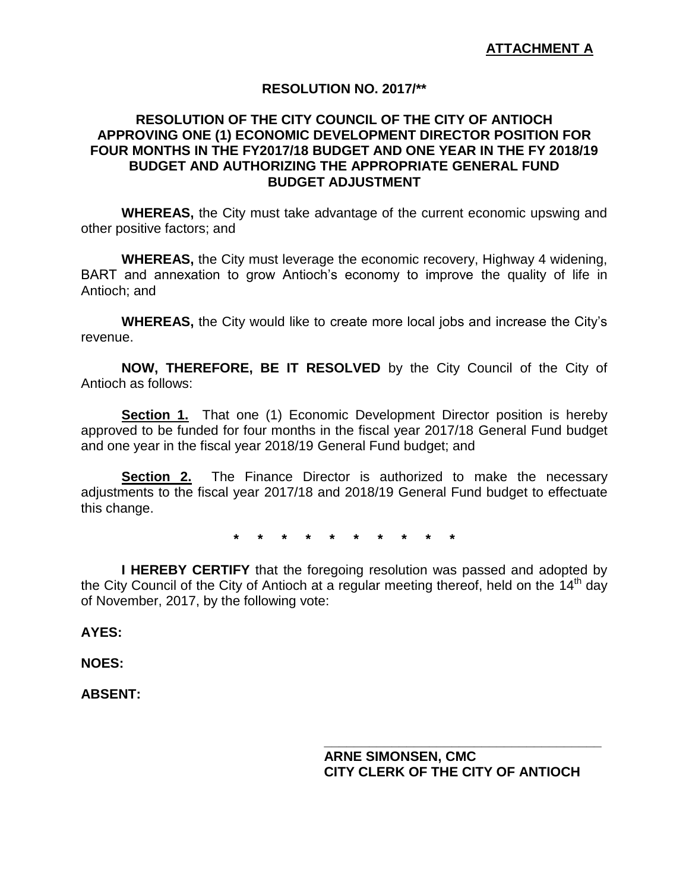**ATTACHMENT A**

**RESOLUTION NO. 2017/****

**RESOLUTION OF THE CITY COUNCIL OF THE CITY OF ANTIOCH APPROVING ONE (1) ECONOMIC DEVELOPMENT DIRECTOR POSITION FOR FOUR MONTHS IN THE FY2017/18 BUDGET AND ONE YEAR IN THE FY 2018/19 BUDGET AND AUTHORIZING THE APPROPRIATE GENERAL FUND BUDGET ADJUSTMENT**

**WHEREAS,** the City must take advantage of the current economic upswing and other positive factors; and

**WHEREAS,** the City must leverage the economic recovery, Highway 4 widening, BART and annexation to grow Antioch's economy to improve the quality of life in Antioch; and

**WHEREAS,** the City would like to create more local jobs and increase the City's revenue.

**NOW, THEREFORE, BE IT RESOLVED** by the City Council of the City of Antioch as follows:

**Section 1.** That one (1) Economic Development Director position is hereby approved to be funded for four months in the fiscal year 2017/18 General Fund budget and one year in the fiscal year 2018/19 General Fund budget; and

**Section 2.** The Finance Director is authorized to make the necessary adjustments to the fiscal year 2017/18 and 2018/19 General Fund budget to effectuate this change.

\* \* \* \* \* \* \* \* \* \*

**I HEREBY CERTIFY** that the foregoing resolution was passed and adopted by the City Council of the City of Antioch at a regular meeting thereof, held on the 14th day of November, 2017, by the following vote:

**AYES:**

**NOES:**

**ABSENT:**

\_\_\_\_\_\_\_\_\_\_\_\_\_\_\_\_\_\_\_\_\_\_\_\_\_\_\_\_\_\_\_\_\_\_\_\_

**ARNE SIMONSEN, CMC**
**CITY CLERK OF THE CITY OF ANTIOCH**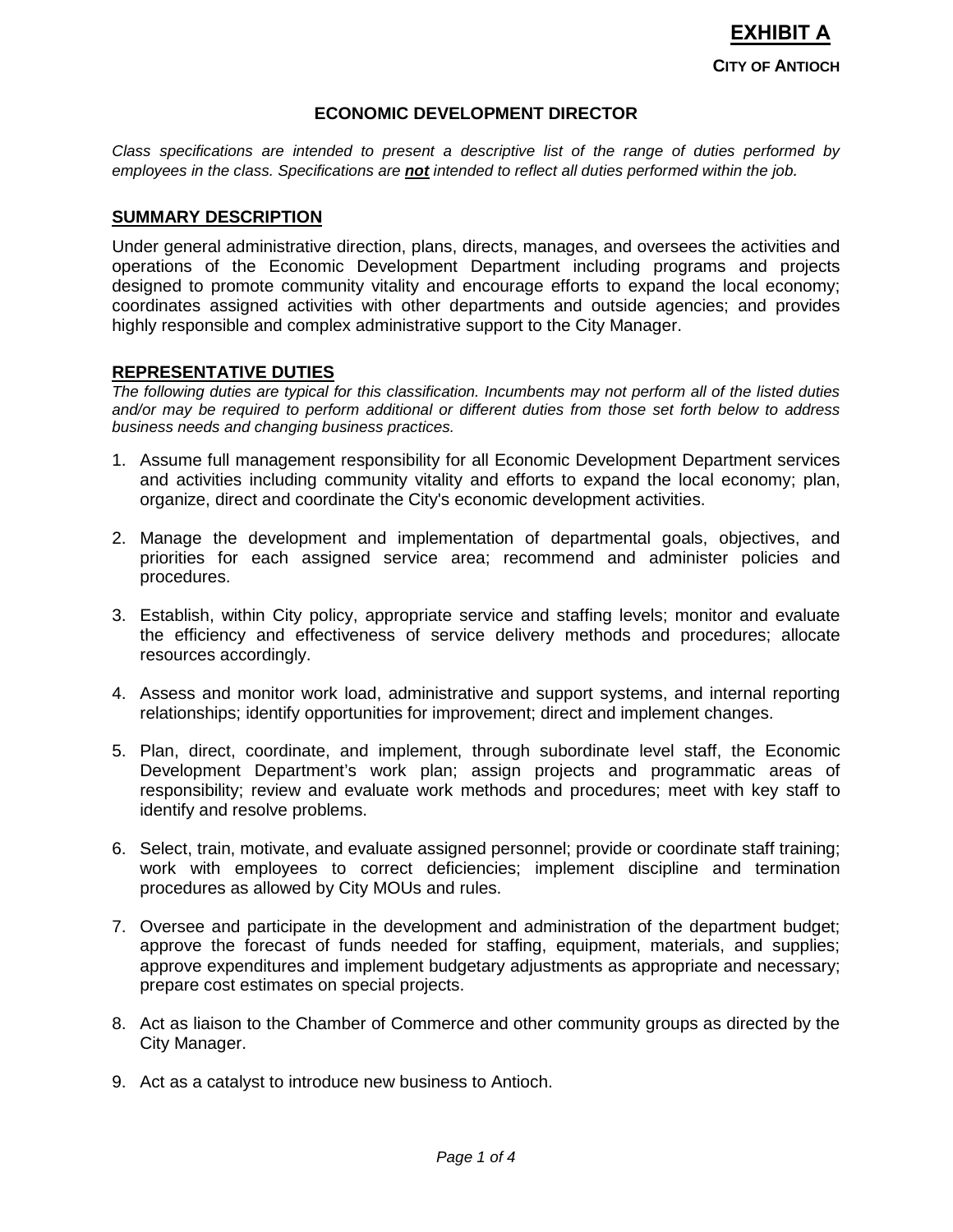**EXHIBIT A**

**CITY OF ANTIOCH**

# ECONOMIC DEVELOPMENT DIRECTOR

*Class specifications are intended to present a descriptive list of the range of duties performed by employees in the class. Specifications are **not** intended to reflect all duties performed within the job.*

## SUMMARY DESCRIPTION

Under general administrative direction, plans, directs, manages, and oversees the activities and operations of the Economic Development Department including programs and projects designed to promote community vitality and encourage efforts to expand the local economy; coordinates assigned activities with other departments and outside agencies; and provides highly responsible and complex administrative support to the City Manager.

## REPRESENTATIVE DUTIES

*The following duties are typical for this classification. Incumbents may not perform all of the listed duties and/or may be required to perform additional or different duties from those set forth below to address business needs and changing business practices.*

1. Assume full management responsibility for all Economic Development Department services and activities including community vitality and efforts to expand the local economy; plan, organize, direct and coordinate the City's economic development activities.

2. Manage the development and implementation of departmental goals, objectives, and priorities for each assigned service area; recommend and administer policies and procedures.

3. Establish, within City policy, appropriate service and staffing levels; monitor and evaluate the efficiency and effectiveness of service delivery methods and procedures; allocate resources accordingly.

4. Assess and monitor work load, administrative and support systems, and internal reporting relationships; identify opportunities for improvement; direct and implement changes.

5. Plan, direct, coordinate, and implement, through subordinate level staff, the Economic Development Department's work plan; assign projects and programmatic areas of responsibility; review and evaluate work methods and procedures; meet with key staff to identify and resolve problems.

6. Select, train, motivate, and evaluate assigned personnel; provide or coordinate staff training; work with employees to correct deficiencies; implement discipline and termination procedures as allowed by City MOUs and rules.

7. Oversee and participate in the development and administration of the department budget; approve the forecast of funds needed for staffing, equipment, materials, and supplies; approve expenditures and implement budgetary adjustments as appropriate and necessary; prepare cost estimates on special projects.

8. Act as liaison to the Chamber of Commerce and other community groups as directed by the City Manager.

9. Act as a catalyst to introduce new business to Antioch.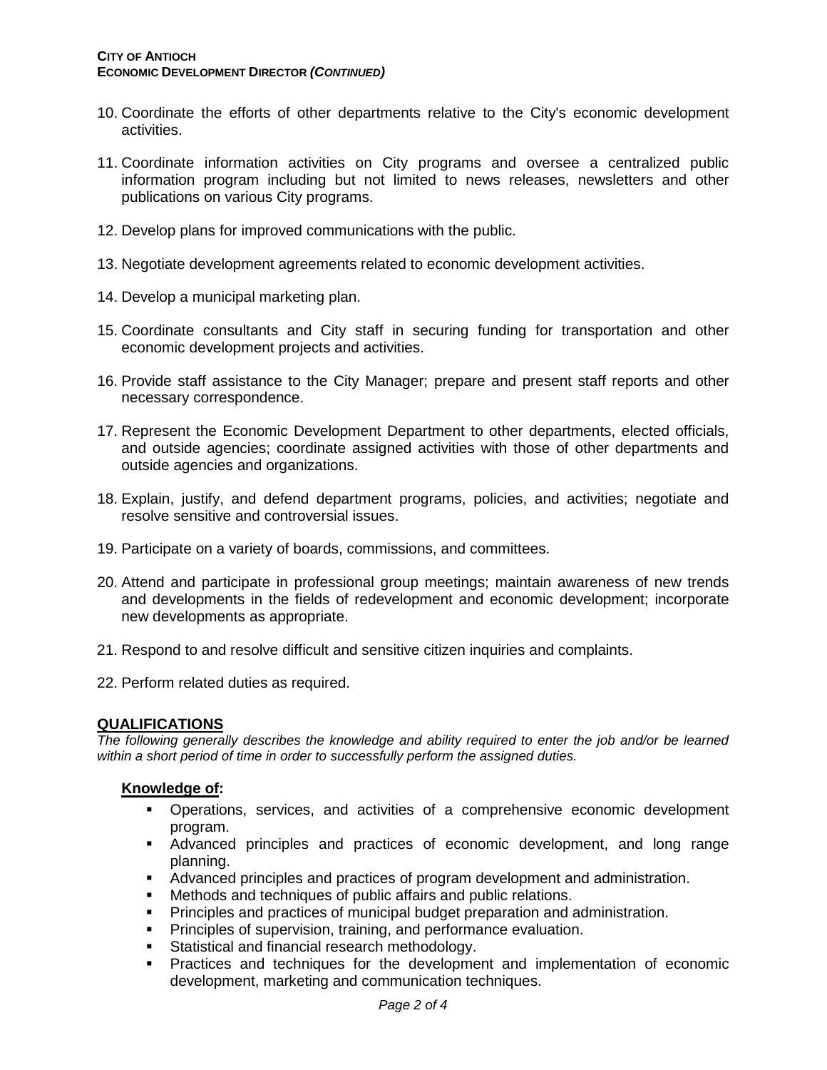10. Coordinate the efforts of other departments relative to the City's economic development activities.

11. Coordinate information activities on City programs and oversee a centralized public information program including but not limited to news releases, newsletters and other publications on various City programs.

12. Develop plans for improved communications with the public.

13. Negotiate development agreements related to economic development activities.

14. Develop a municipal marketing plan.

15. Coordinate consultants and City staff in securing funding for transportation and other economic development projects and activities.

16. Provide staff assistance to the City Manager; prepare and present staff reports and other necessary correspondence.

17. Represent the Economic Development Department to other departments, elected officials, and outside agencies; coordinate assigned activities with those of other departments and outside agencies and organizations.

18. Explain, justify, and defend department programs, policies, and activities; negotiate and resolve sensitive and controversial issues.

19. Participate on a variety of boards, commissions, and committees.

20. Attend and participate in professional group meetings; maintain awareness of new trends and developments in the fields of redevelopment and economic development; incorporate new developments as appropriate.

21. Respond to and resolve difficult and sensitive citizen inquiries and complaints.

22. Perform related duties as required.

## QUALIFICATIONS

*The following generally describes the knowledge and ability required to enter the job and/or be learned within a short period of time in order to successfully perform the assigned duties.*

### Knowledge of:

- Operations, services, and activities of a comprehensive economic development program.
- Advanced principles and practices of economic development, and long range planning.
- Advanced principles and practices of program development and administration.
- Methods and techniques of public affairs and public relations.
- Principles and practices of municipal budget preparation and administration.
- Principles of supervision, training, and performance evaluation.
- Statistical and financial research methodology.
- Practices and techniques for the development and implementation of economic development, marketing and communication techniques.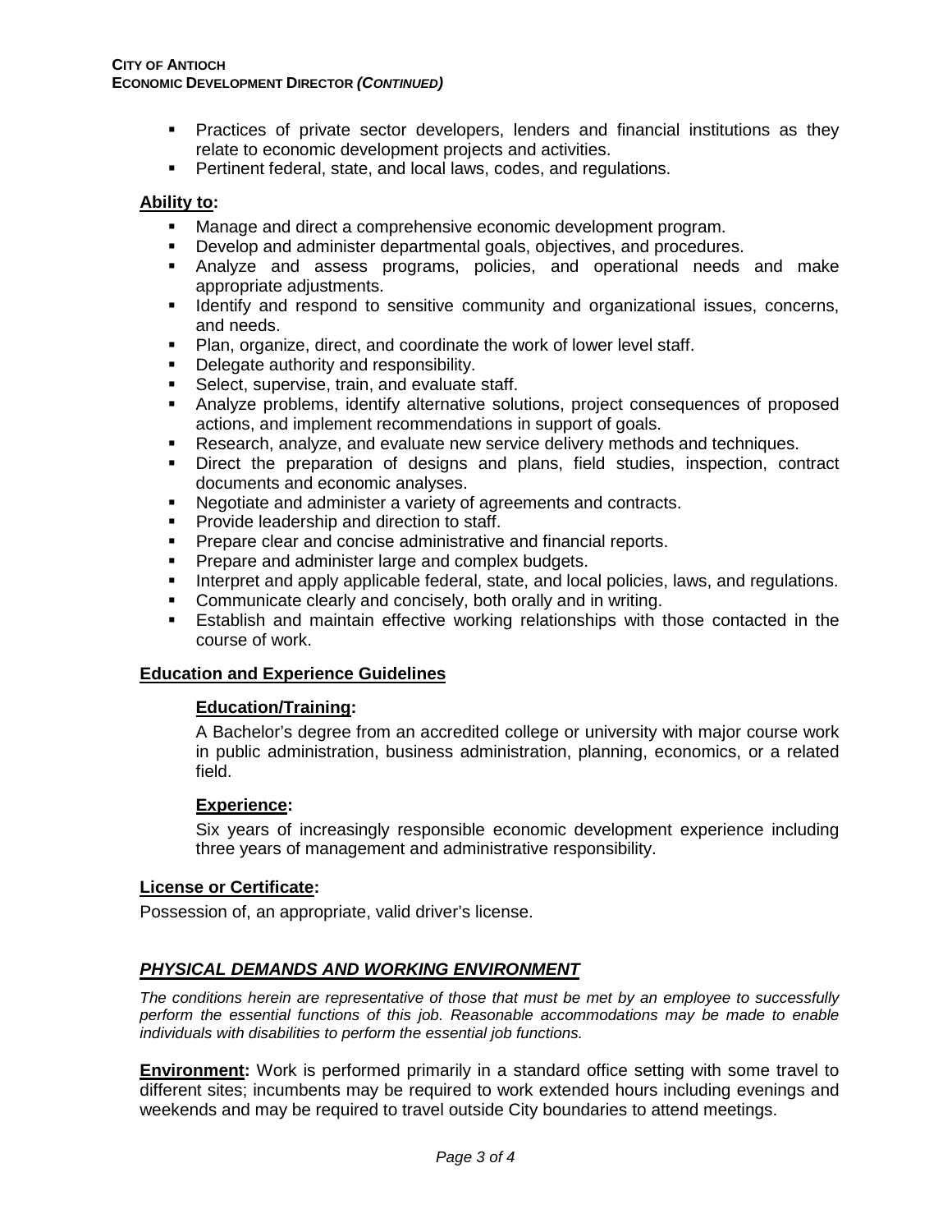- Practices of private sector developers, lenders and financial institutions as they relate to economic development projects and activities.
- Pertinent federal, state, and local laws, codes, and regulations.

**Ability to:**

- Manage and direct a comprehensive economic development program.
- Develop and administer departmental goals, objectives, and procedures.
- Analyze and assess programs, policies, and operational needs and make appropriate adjustments.
- Identify and respond to sensitive community and organizational issues, concerns, and needs.
- Plan, organize, direct, and coordinate the work of lower level staff.
- Delegate authority and responsibility.
- Select, supervise, train, and evaluate staff.
- Analyze problems, identify alternative solutions, project consequences of proposed actions, and implement recommendations in support of goals.
- Research, analyze, and evaluate new service delivery methods and techniques.
- Direct the preparation of designs and plans, field studies, inspection, contract documents and economic analyses.
- Negotiate and administer a variety of agreements and contracts.
- Provide leadership and direction to staff.
- Prepare clear and concise administrative and financial reports.
- Prepare and administer large and complex budgets.
- Interpret and apply applicable federal, state, and local policies, laws, and regulations.
- Communicate clearly and concisely, both orally and in writing.
- Establish and maintain effective working relationships with those contacted in the course of work.

## Education and Experience Guidelines

### Education/Training:

A Bachelor's degree from an accredited college or university with major course work in public administration, business administration, planning, economics, or a related field.

### Experience:

Six years of increasingly responsible economic development experience including three years of management and administrative responsibility.

**License or Certificate:**

Possession of, an appropriate, valid driver's license.

## *PHYSICAL DEMANDS AND WORKING ENVIRONMENT*

*The conditions herein are representative of those that must be met by an employee to successfully perform the essential functions of this job. Reasonable accommodations may be made to enable individuals with disabilities to perform the essential job functions.*

**Environment:** Work is performed primarily in a standard office setting with some travel to different sites; incumbents may be required to work extended hours including evenings and weekends and may be required to travel outside City boundaries to attend meetings.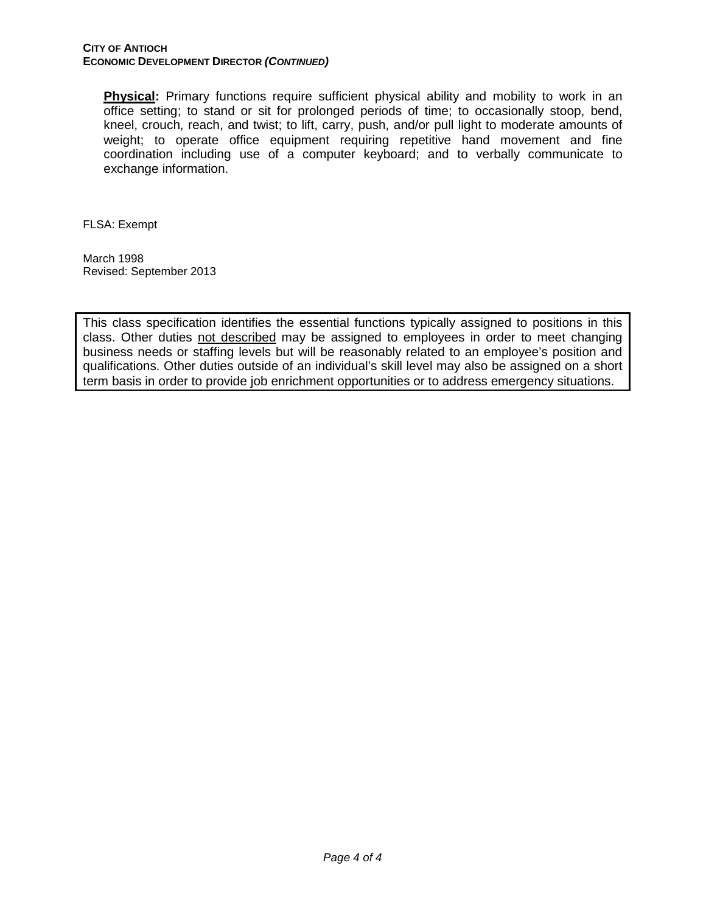**Physical:** Primary functions require sufficient physical ability and mobility to work in an office setting; to stand or sit for prolonged periods of time; to occasionally stoop, bend, kneel, crouch, reach, and twist; to lift, carry, push, and/or pull light to moderate amounts of weight; to operate office equipment requiring repetitive hand movement and fine coordination including use of a computer keyboard; and to verbally communicate to exchange information.

FLSA: Exempt

March 1998
Revised: September 2013

This class specification identifies the essential functions typically assigned to positions in this class. Other duties not described may be assigned to employees in order to meet changing business needs or staffing levels but will be reasonably related to an employee's position and qualifications. Other duties outside of an individual's skill level may also be assigned on a short term basis in order to provide job enrichment opportunities or to address emergency situations.